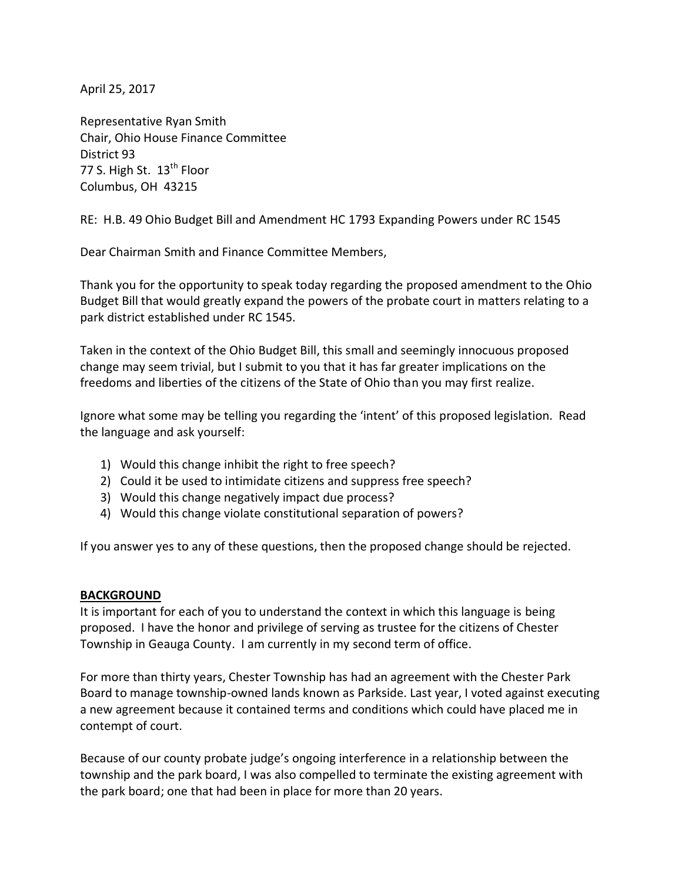April 25, 2017

Representative Ryan Smith
Chair, Ohio House Finance Committee
District 93
77 S. High St. 13th Floor
Columbus, OH 43215

RE: H.B. 49 Ohio Budget Bill and Amendment HC 1793 Expanding Powers under RC 1545

Dear Chairman Smith and Finance Committee Members,

Thank you for the opportunity to speak today regarding the proposed amendment to the Ohio Budget Bill that would greatly expand the powers of the probate court in matters relating to a park district established under RC 1545.

Taken in the context of the Ohio Budget Bill, this small and seemingly innocuous proposed change may seem trivial, but I submit to you that it has far greater implications on the freedoms and liberties of the citizens of the State of Ohio than you may first realize.

Ignore what some may be telling you regarding the 'intent' of this proposed legislation. Read the language and ask yourself:

1) Would this change inhibit the right to free speech?
2) Could it be used to intimidate citizens and suppress free speech?
3) Would this change negatively impact due process?
4) Would this change violate constitutional separation of powers?

If you answer yes to any of these questions, then the proposed change should be rejected.

**BACKGROUND**

It is important for each of you to understand the context in which this language is being proposed. I have the honor and privilege of serving as trustee for the citizens of Chester Township in Geauga County. I am currently in my second term of office.

For more than thirty years, Chester Township has had an agreement with the Chester Park Board to manage township-owned lands known as Parkside. Last year, I voted against executing a new agreement because it contained terms and conditions which could have placed me in contempt of court.

Because of our county probate judge's ongoing interference in a relationship between the township and the park board, I was also compelled to terminate the existing agreement with the park board; one that had been in place for more than 20 years.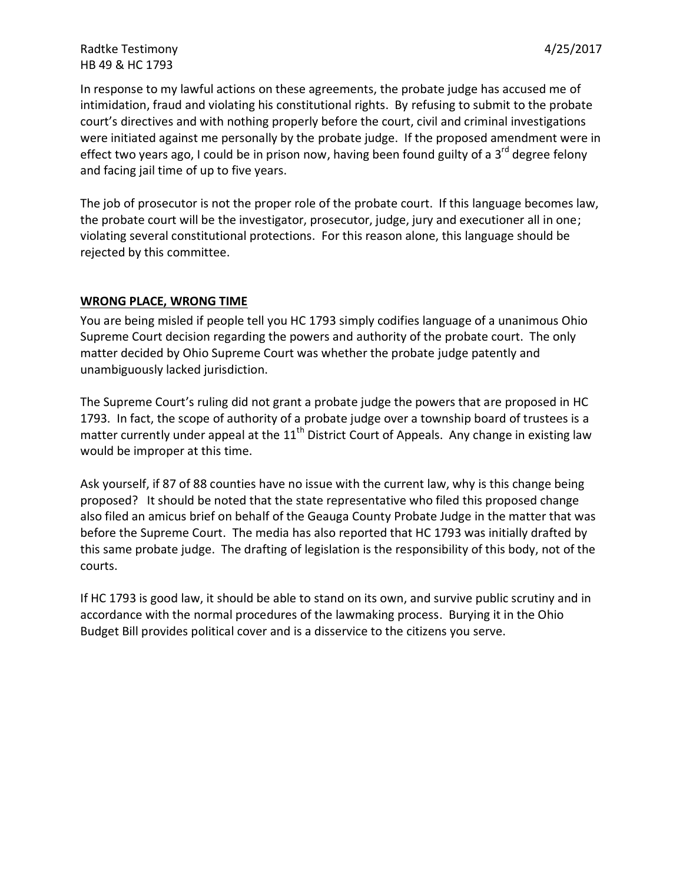In response to my lawful actions on these agreements, the probate judge has accused me of intimidation, fraud and violating his constitutional rights. By refusing to submit to the probate court's directives and with nothing properly before the court, civil and criminal investigations were initiated against me personally by the probate judge. If the proposed amendment were in effect two years ago, I could be in prison now, having been found guilty of a 3rd degree felony and facing jail time of up to five years.

The job of prosecutor is not the proper role of the probate court. If this language becomes law, the probate court will be the investigator, prosecutor, judge, jury and executioner all in one; violating several constitutional protections. For this reason alone, this language should be rejected by this committee.

## **WRONG PLACE, WRONG TIME**

You are being misled if people tell you HC 1793 simply codifies language of a unanimous Ohio Supreme Court decision regarding the powers and authority of the probate court. The only matter decided by Ohio Supreme Court was whether the probate judge patently and unambiguously lacked jurisdiction.

The Supreme Court's ruling did not grant a probate judge the powers that are proposed in HC 1793. In fact, the scope of authority of a probate judge over a township board of trustees is a matter currently under appeal at the 11th District Court of Appeals. Any change in existing law would be improper at this time.

Ask yourself, if 87 of 88 counties have no issue with the current law, why is this change being proposed? It should be noted that the state representative who filed this proposed change also filed an amicus brief on behalf of the Geauga County Probate Judge in the matter that was before the Supreme Court. The media has also reported that HC 1793 was initially drafted by this same probate judge. The drafting of legislation is the responsibility of this body, not of the courts.

If HC 1793 is good law, it should be able to stand on its own, and survive public scrutiny and in accordance with the normal procedures of the lawmaking process. Burying it in the Ohio Budget Bill provides political cover and is a disservice to the citizens you serve.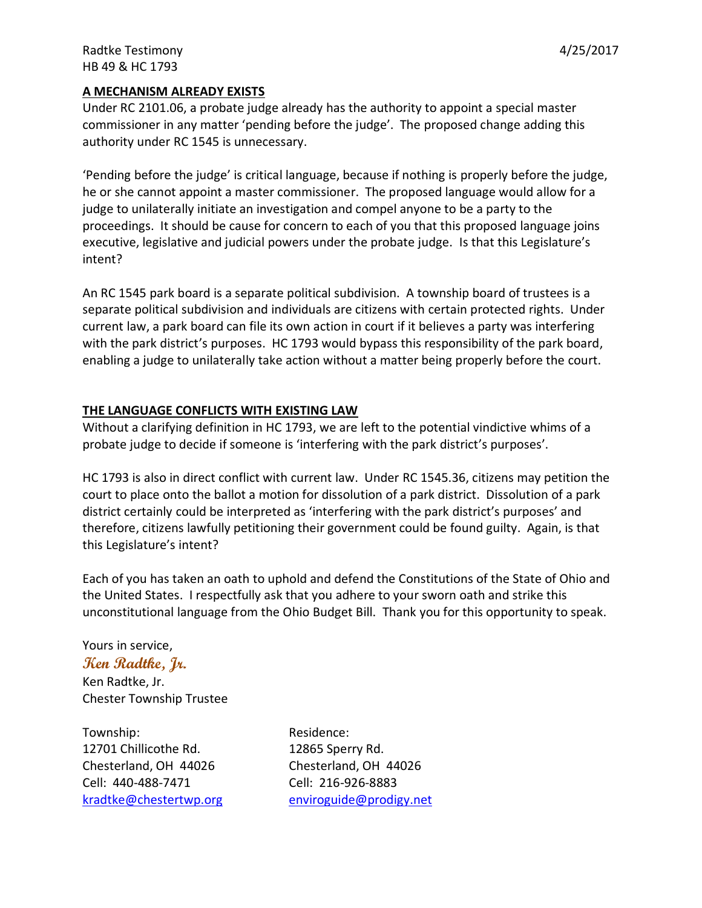## A MECHANISM ALREADY EXISTS

Under RC 2101.06, a probate judge already has the authority to appoint a special master commissioner in any matter 'pending before the judge'. The proposed change adding this authority under RC 1545 is unnecessary.

'Pending before the judge' is critical language, because if nothing is properly before the judge, he or she cannot appoint a master commissioner. The proposed language would allow for a judge to unilaterally initiate an investigation and compel anyone to be a party to the proceedings. It should be cause for concern to each of you that this proposed language joins executive, legislative and judicial powers under the probate judge. Is that this Legislature's intent?

An RC 1545 park board is a separate political subdivision. A township board of trustees is a separate political subdivision and individuals are citizens with certain protected rights. Under current law, a park board can file its own action in court if it believes a party was interfering with the park district's purposes. HC 1793 would bypass this responsibility of the park board, enabling a judge to unilaterally take action without a matter being properly before the court.

## THE LANGUAGE CONFLICTS WITH EXISTING LAW

Without a clarifying definition in HC 1793, we are left to the potential vindictive whims of a probate judge to decide if someone is 'interfering with the park district's purposes'.

HC 1793 is also in direct conflict with current law. Under RC 1545.36, citizens may petition the court to place onto the ballot a motion for dissolution of a park district. Dissolution of a park district certainly could be interpreted as 'interfering with the park district's purposes' and therefore, citizens lawfully petitioning their government could be found guilty. Again, is that this Legislature's intent?

Each of you has taken an oath to uphold and defend the Constitutions of the State of Ohio and the United States. I respectfully ask that you adhere to your sworn oath and strike this unconstitutional language from the Ohio Budget Bill. Thank you for this opportunity to speak.

Yours in service,

*Ken Radtke, Jr.*

Ken Radtke, Jr.
Chester Township Trustee

Township:
12701 Chillicothe Rd.
Chesterland, OH 44026
Cell: 440-488-7471
kradtke@chestertwp.org

Residence:
12865 Sperry Rd.
Chesterland, OH 44026
Cell: 216-926-8883
enviroguide@prodigy.net